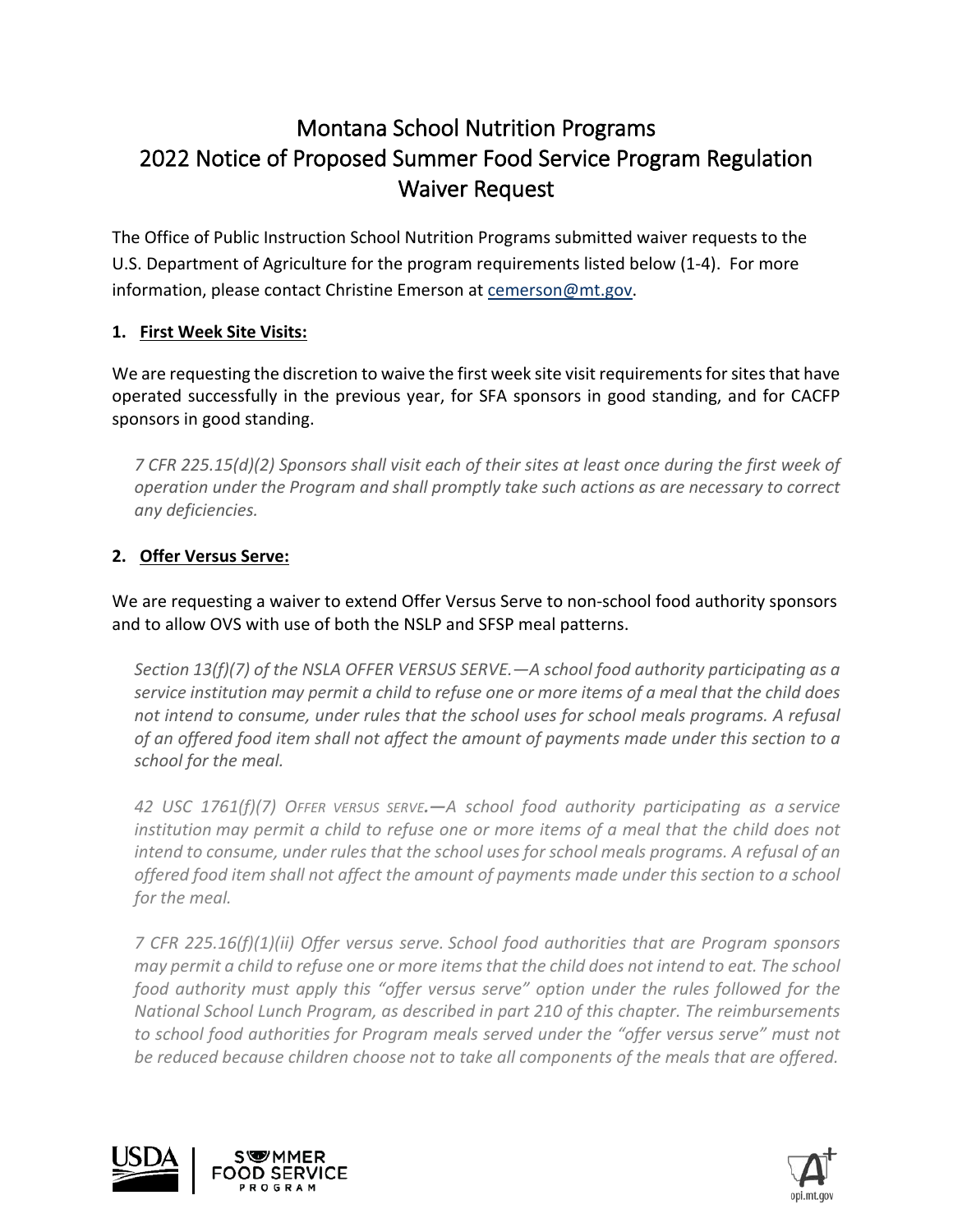# Montana School Nutrition Programs
# 2022 Notice of Proposed Summer Food Service Program Regulation Waiver Request

The Office of Public Instruction School Nutrition Programs submitted waiver requests to the U.S. Department of Agriculture for the program requirements listed below (1-4). For more information, please contact Christine Emerson at cemerson@mt.gov.

**1. First Week Site Visits:**

We are requesting the discretion to waive the first week site visit requirements for sites that have operated successfully in the previous year, for SFA sponsors in good standing, and for CACFP sponsors in good standing.

> *7 CFR 225.15(d)(2) Sponsors shall visit each of their sites at least once during the first week of operation under the Program and shall promptly take such actions as are necessary to correct any deficiencies.*

**2. Offer Versus Serve:**

We are requesting a waiver to extend Offer Versus Serve to non-school food authority sponsors and to allow OVS with use of both the NSLP and SFSP meal patterns.

> *Section 13(f)(7) of the NSLA OFFER VERSUS SERVE.—A school food authority participating as a service institution may permit a child to refuse one or more items of a meal that the child does not intend to consume, under rules that the school uses for school meals programs. A refusal of an offered food item shall not affect the amount of payments made under this section to a school for the meal.*

> *42 USC 1761(f)(7) OFFER VERSUS SERVE.—A school food authority participating as a service institution may permit a child to refuse one or more items of a meal that the child does not intend to consume, under rules that the school uses for school meals programs. A refusal of an offered food item shall not affect the amount of payments made under this section to a school for the meal.*

> *7 CFR 225.16(f)(1)(ii) Offer versus serve. School food authorities that are Program sponsors may permit a child to refuse one or more items that the child does not intend to eat. The school food authority must apply this "offer versus serve" option under the rules followed for the National School Lunch Program, as described in part 210 of this chapter. The reimbursements to school food authorities for Program meals served under the "offer versus serve" must not be reduced because children choose not to take all components of the meals that are offered.*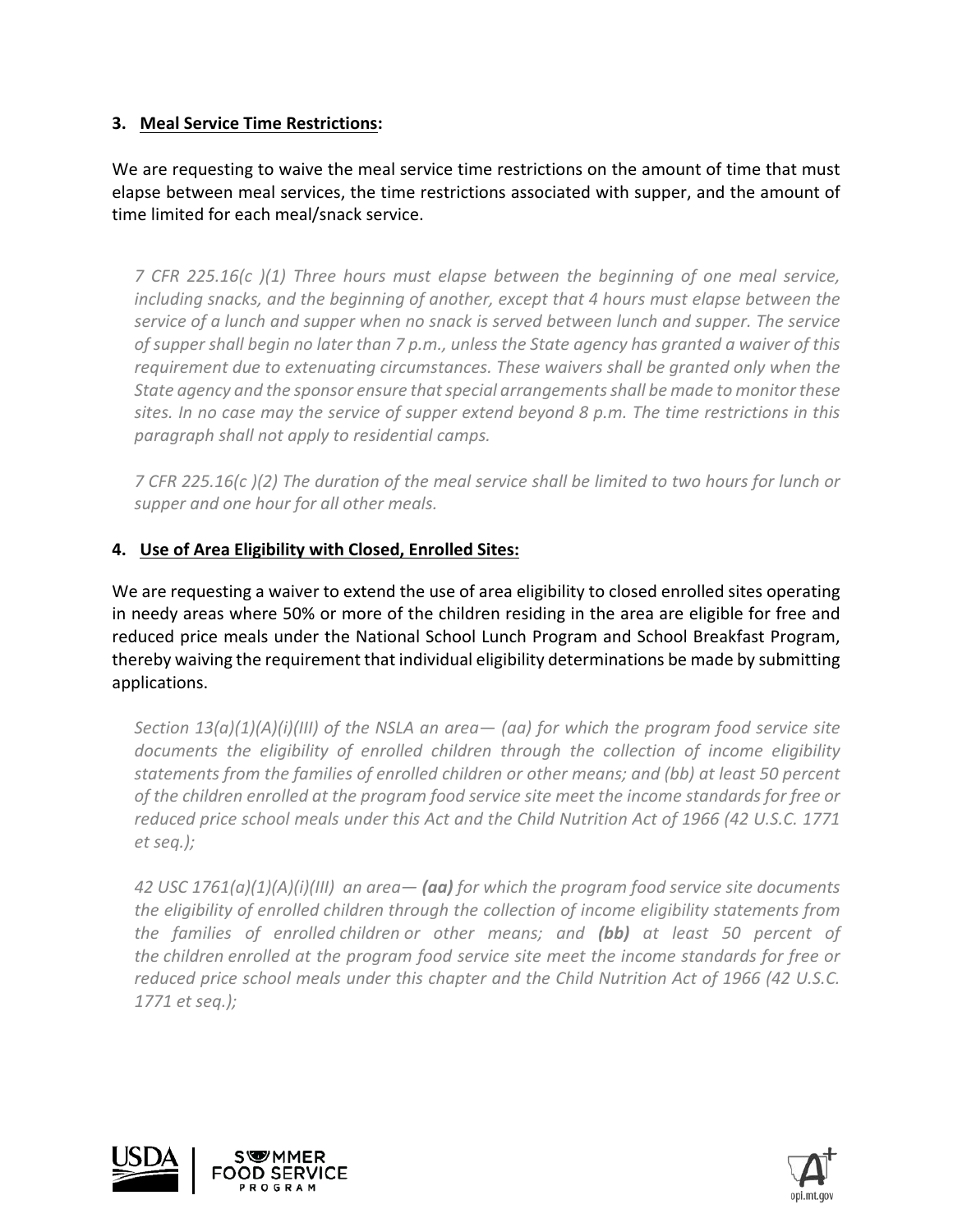3. **Meal Service Time Restrictions:**

We are requesting to waive the meal service time restrictions on the amount of time that must elapse between meal services, the time restrictions associated with supper, and the amount of time limited for each meal/snack service.

> *7 CFR 225.16(c )(1) Three hours must elapse between the beginning of one meal service, including snacks, and the beginning of another, except that 4 hours must elapse between the service of a lunch and supper when no snack is served between lunch and supper. The service of supper shall begin no later than 7 p.m., unless the State agency has granted a waiver of this requirement due to extenuating circumstances. These waivers shall be granted only when the State agency and the sponsor ensure that special arrangements shall be made to monitor these sites. In no case may the service of supper extend beyond 8 p.m. The time restrictions in this paragraph shall not apply to residential camps.*
>
> *7 CFR 225.16(c )(2) The duration of the meal service shall be limited to two hours for lunch or supper and one hour for all other meals.*

4. **Use of Area Eligibility with Closed, Enrolled Sites:**

We are requesting a waiver to extend the use of area eligibility to closed enrolled sites operating in needy areas where 50% or more of the children residing in the area are eligible for free and reduced price meals under the National School Lunch Program and School Breakfast Program, thereby waiving the requirement that individual eligibility determinations be made by submitting applications.

> *Section 13(a)(1)(A)(i)(III) of the NSLA an area— (aa) for which the program food service site documents the eligibility of enrolled children through the collection of income eligibility statements from the families of enrolled children or other means; and (bb) at least 50 percent of the children enrolled at the program food service site meet the income standards for free or reduced price school meals under this Act and the Child Nutrition Act of 1966 (42 U.S.C. 1771 et seq.);*
>
> *42 USC 1761(a)(1)(A)(i)(III) an area— **(aa)** for which the program food service site documents the eligibility of enrolled children through the collection of income eligibility statements from the families of enrolled children or other means; and **(bb)** at least 50 percent of the children enrolled at the program food service site meet the income standards for free or reduced price school meals under this chapter and the Child Nutrition Act of 1966 (42 U.S.C. 1771 et seq.);*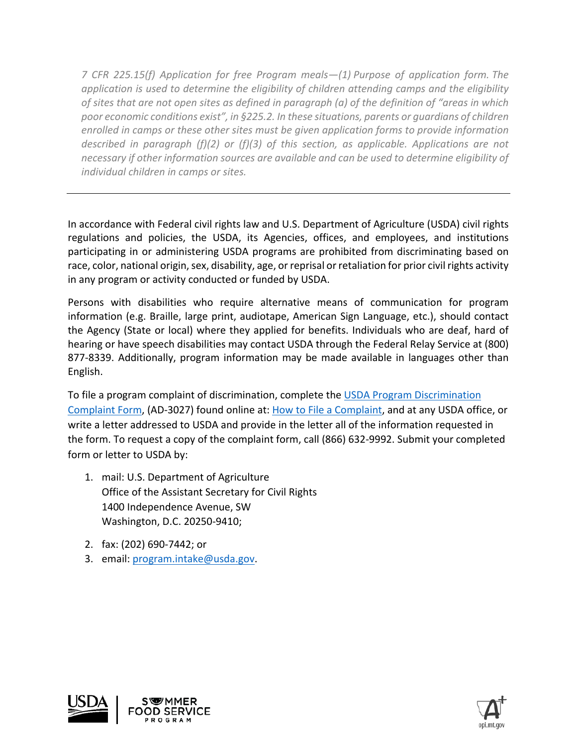*7 CFR 225.15(f) Application for free Program meals—(1) Purpose of application form. The application is used to determine the eligibility of children attending camps and the eligibility of sites that are not open sites as defined in paragraph (a) of the definition of "areas in which poor economic conditions exist", in §225.2. In these situations, parents or guardians of children enrolled in camps or these other sites must be given application forms to provide information described in paragraph (f)(2) or (f)(3) of this section, as applicable. Applications are not necessary if other information sources are available and can be used to determine eligibility of individual children in camps or sites.*

---

In accordance with Federal civil rights law and U.S. Department of Agriculture (USDA) civil rights regulations and policies, the USDA, its Agencies, offices, and employees, and institutions participating in or administering USDA programs are prohibited from discriminating based on race, color, national origin, sex, disability, age, or reprisal or retaliation for prior civil rights activity in any program or activity conducted or funded by USDA.

Persons with disabilities who require alternative means of communication for program information (e.g. Braille, large print, audiotape, American Sign Language, etc.), should contact the Agency (State or local) where they applied for benefits. Individuals who are deaf, hard of hearing or have speech disabilities may contact USDA through the Federal Relay Service at (800) 877-8339. Additionally, program information may be made available in languages other than English.

To file a program complaint of discrimination, complete the USDA Program Discrimination Complaint Form, (AD-3027) found online at: How to File a Complaint, and at any USDA office, or write a letter addressed to USDA and provide in the letter all of the information requested in the form. To request a copy of the complaint form, call (866) 632-9992. Submit your completed form or letter to USDA by:

1. mail: U.S. Department of Agriculture
   Office of the Assistant Secretary for Civil Rights
   1400 Independence Avenue, SW
   Washington, D.C. 20250-9410;
2. fax: (202) 690-7442; or
3. email: program.intake@usda.gov.